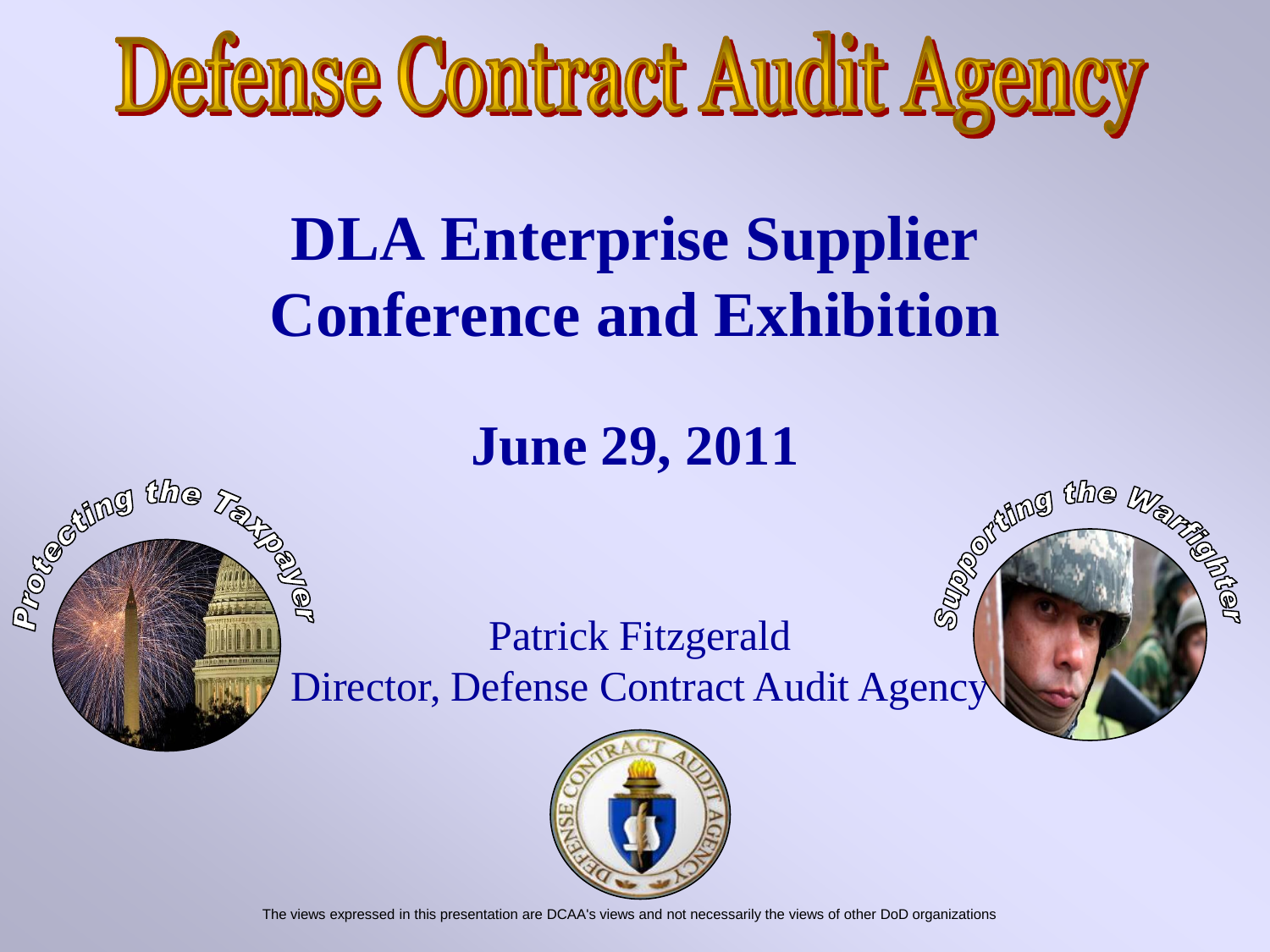# Defense Contract Audit Agency

## DLA Enterprise Supplier Conference and Exhibition

## June 29, 2011

Protecting the Taxpayer

Supporting the Warfighter

Patrick Fitzgerald
Director, Defense Contract Audit Agency

The views expressed in this presentation are DCAA's views and not necessarily the views of other DoD organizations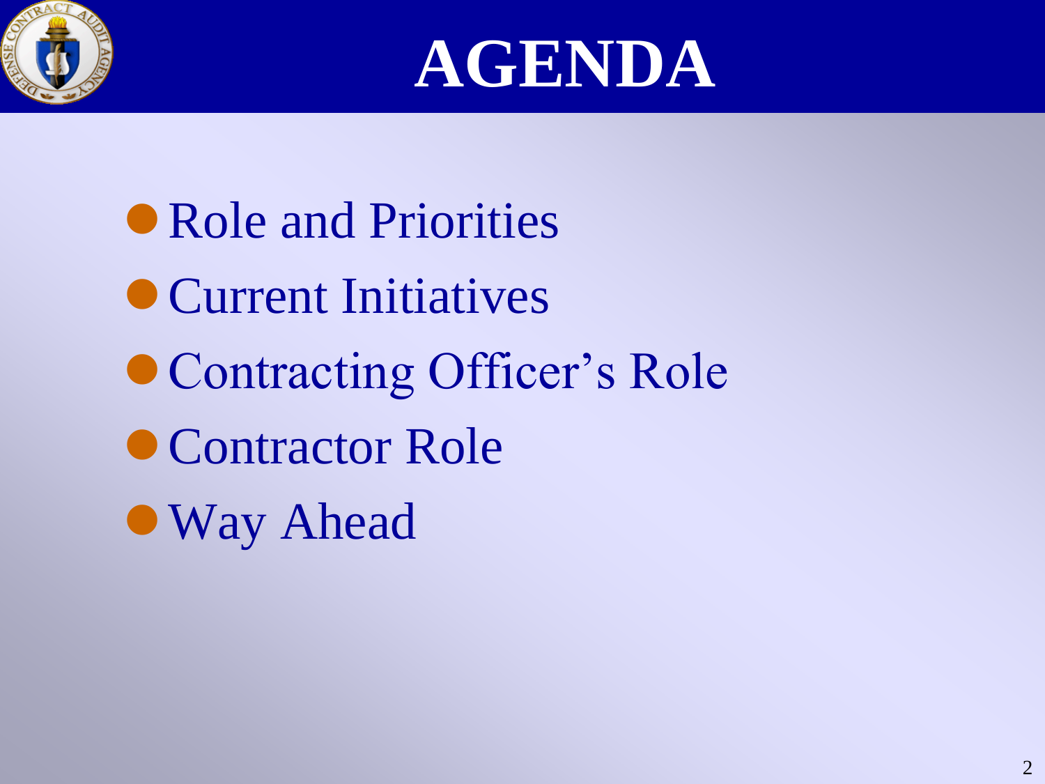# AGENDA

- Role and Priorities
- Current Initiatives
- Contracting Officer's Role
- Contractor Role
- Way Ahead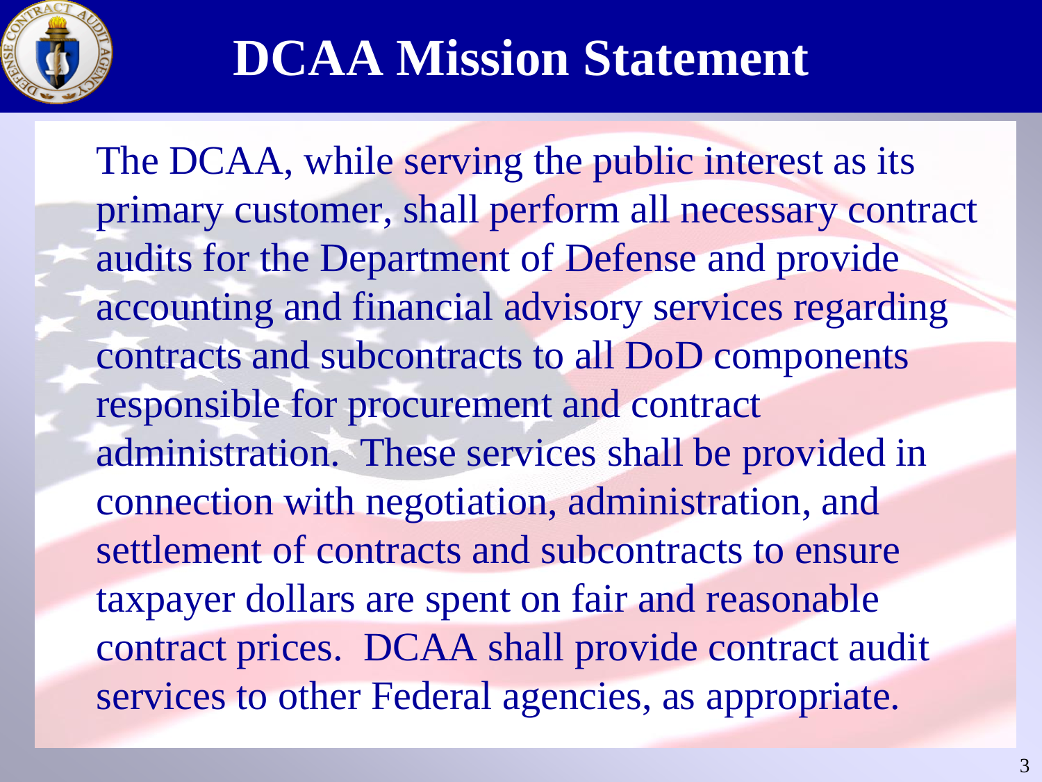# DCAA Mission Statement

The DCAA, while serving the public interest as its primary customer, shall perform all necessary contract audits for the Department of Defense and provide accounting and financial advisory services regarding contracts and subcontracts to all DoD components responsible for procurement and contract administration. These services shall be provided in connection with negotiation, administration, and settlement of contracts and subcontracts to ensure taxpayer dollars are spent on fair and reasonable contract prices. DCAA shall provide contract audit services to other Federal agencies, as appropriate.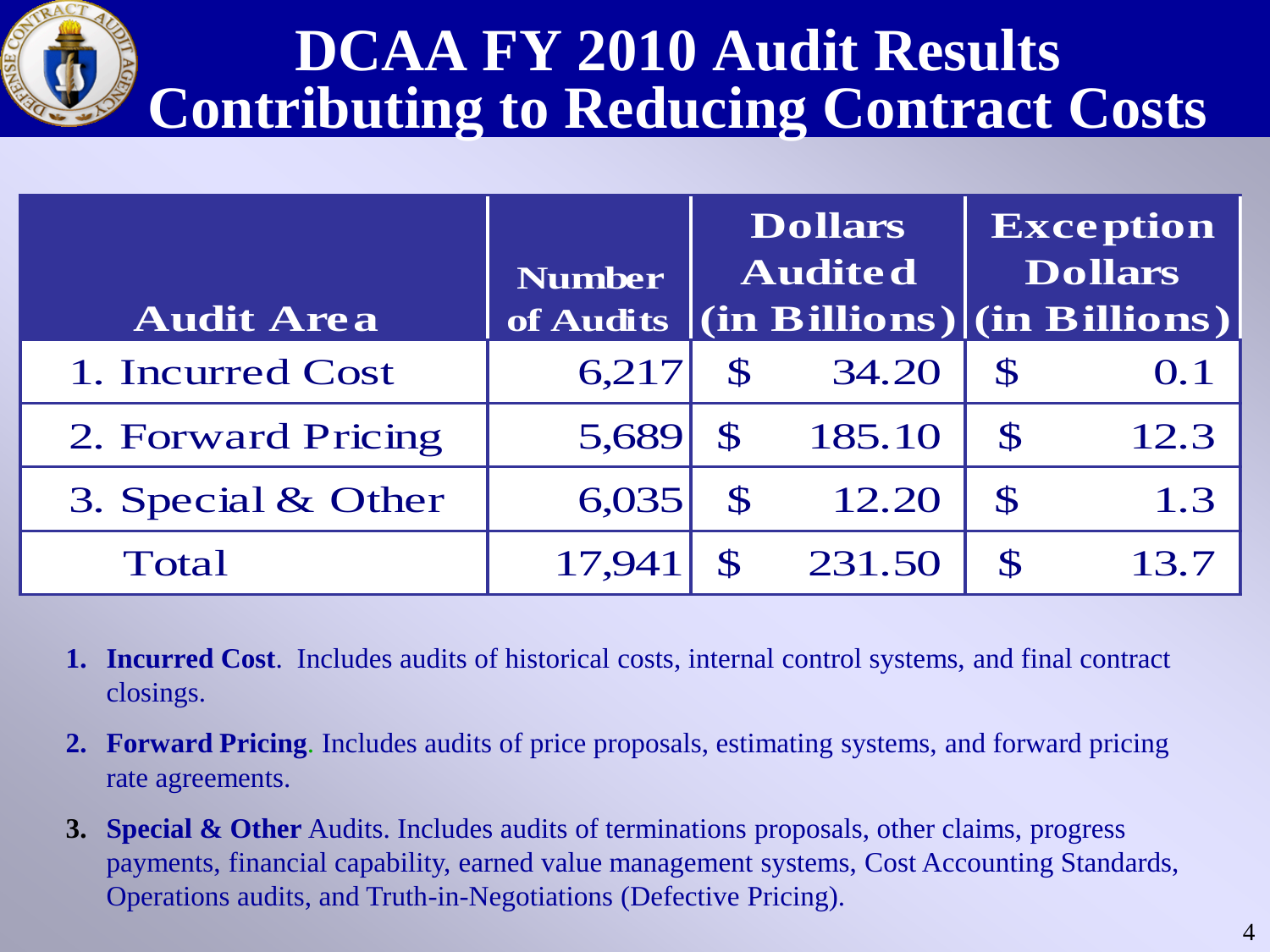# DCAA FY 2010 Audit Results Contributing to Reducing Contract Costs

| Audit Area | Number of Audits | Dollars Audited (in Billions) | Exception Dollars (in Billions) |
|---|---|---|---|
| 1. Incurred Cost | 6,217 | $ 34.20 | $ 0.1 |
| 2. Forward Pricing | 5,689 | $ 185.10 | $ 12.3 |
| 3. Special & Other | 6,035 | $ 12.20 | $ 1.3 |
| Total | 17,941 | $ 231.50 | $ 13.7 |

1. **Incurred Cost**. Includes audits of historical costs, internal control systems, and final contract closings.
2. **Forward Pricing**. Includes audits of price proposals, estimating systems, and forward pricing rate agreements.
3. **Special & Other** Audits. Includes audits of terminations proposals, other claims, progress payments, financial capability, earned value management systems, Cost Accounting Standards, Operations audits, and Truth-in-Negotiations (Defective Pricing).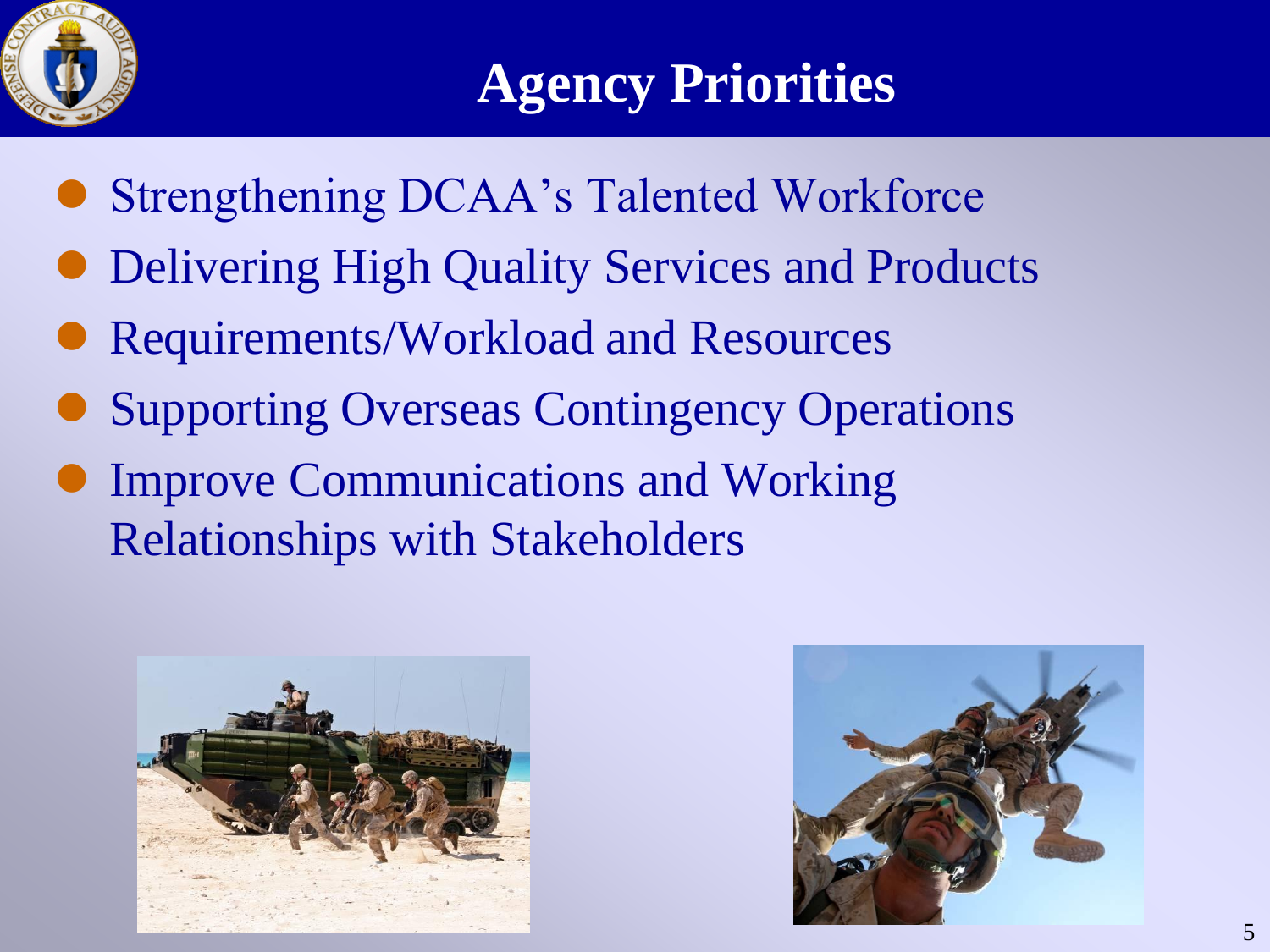# Agency Priorities

- Strengthening DCAA's Talented Workforce
- Delivering High Quality Services and Products
- Requirements/Workload and Resources
- Supporting Overseas Contingency Operations
- Improve Communications and Working Relationships with Stakeholders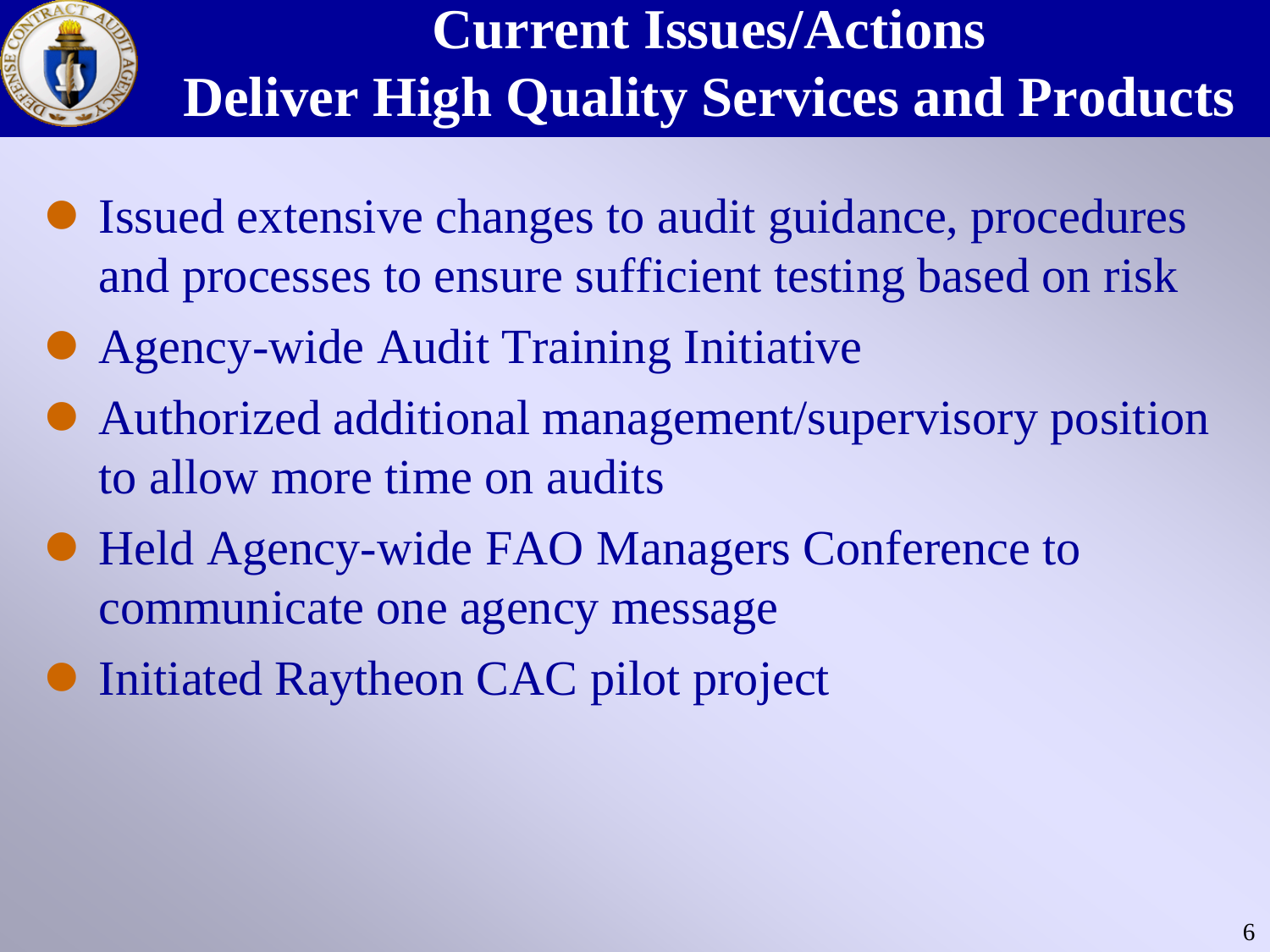# Current Issues/Actions
## Deliver High Quality Services and Products

- Issued extensive changes to audit guidance, procedures and processes to ensure sufficient testing based on risk
- Agency-wide Audit Training Initiative
- Authorized additional management/supervisory position to allow more time on audits
- Held Agency-wide FAO Managers Conference to communicate one agency message
- Initiated Raytheon CAC pilot project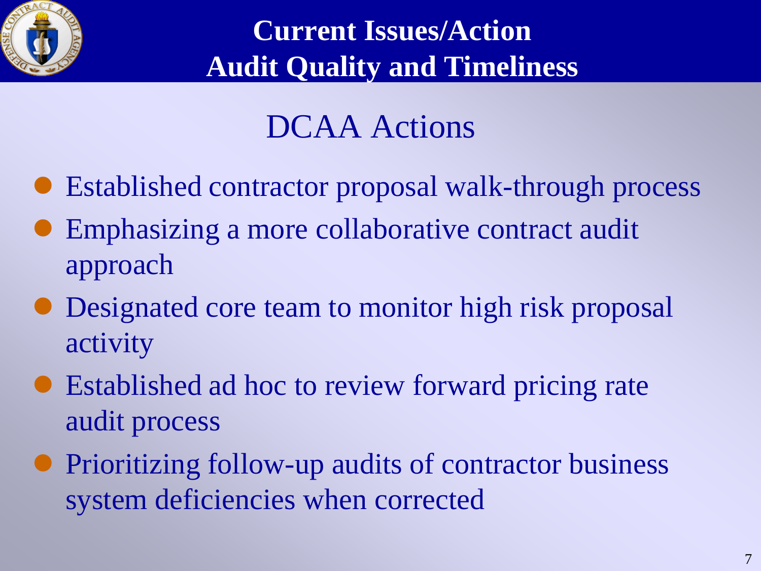# Current Issues/Action
# Audit Quality and Timeliness

## DCAA Actions

- Established contractor proposal walk-through process
- Emphasizing a more collaborative contract audit approach
- Designated core team to monitor high risk proposal activity
- Established ad hoc to review forward pricing rate audit process
- Prioritizing follow-up audits of contractor business system deficiencies when corrected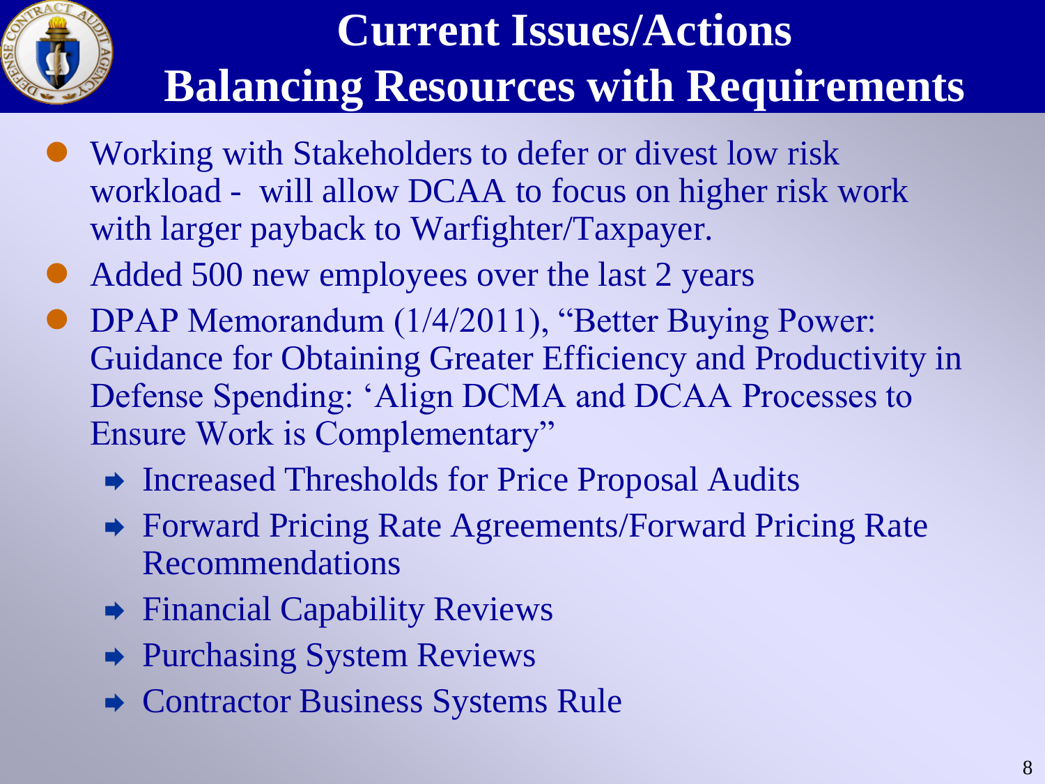# Current Issues/Actions
# Balancing Resources with Requirements

- Working with Stakeholders to defer or divest low risk workload - will allow DCAA to focus on higher risk work with larger payback to Warfighter/Taxpayer.
- Added 500 new employees over the last 2 years
- DPAP Memorandum (1/4/2011), "Better Buying Power: Guidance for Obtaining Greater Efficiency and Productivity in Defense Spending: 'Align DCMA and DCAA Processes to Ensure Work is Complementary"
  - Increased Thresholds for Price Proposal Audits
  - Forward Pricing Rate Agreements/Forward Pricing Rate Recommendations
  - Financial Capability Reviews
  - Purchasing System Reviews
  - Contractor Business Systems Rule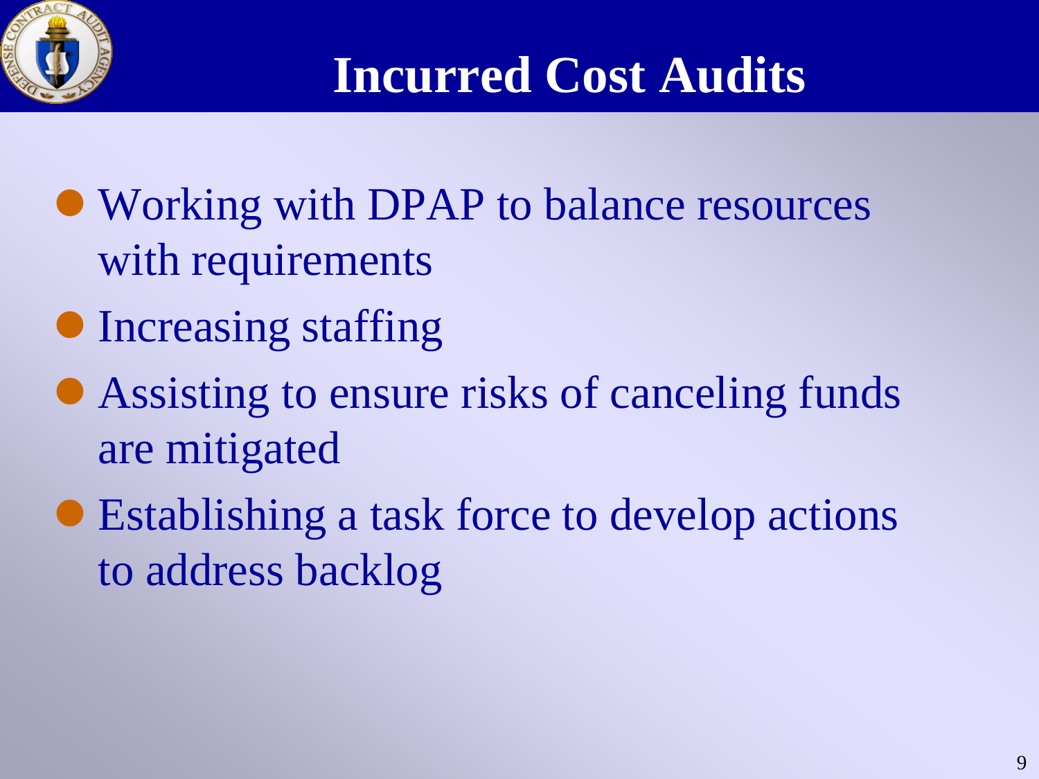# Incurred Cost Audits

- Working with DPAP to balance resources with requirements
- Increasing staffing
- Assisting to ensure risks of canceling funds are mitigated
- Establishing a task force to develop actions to address backlog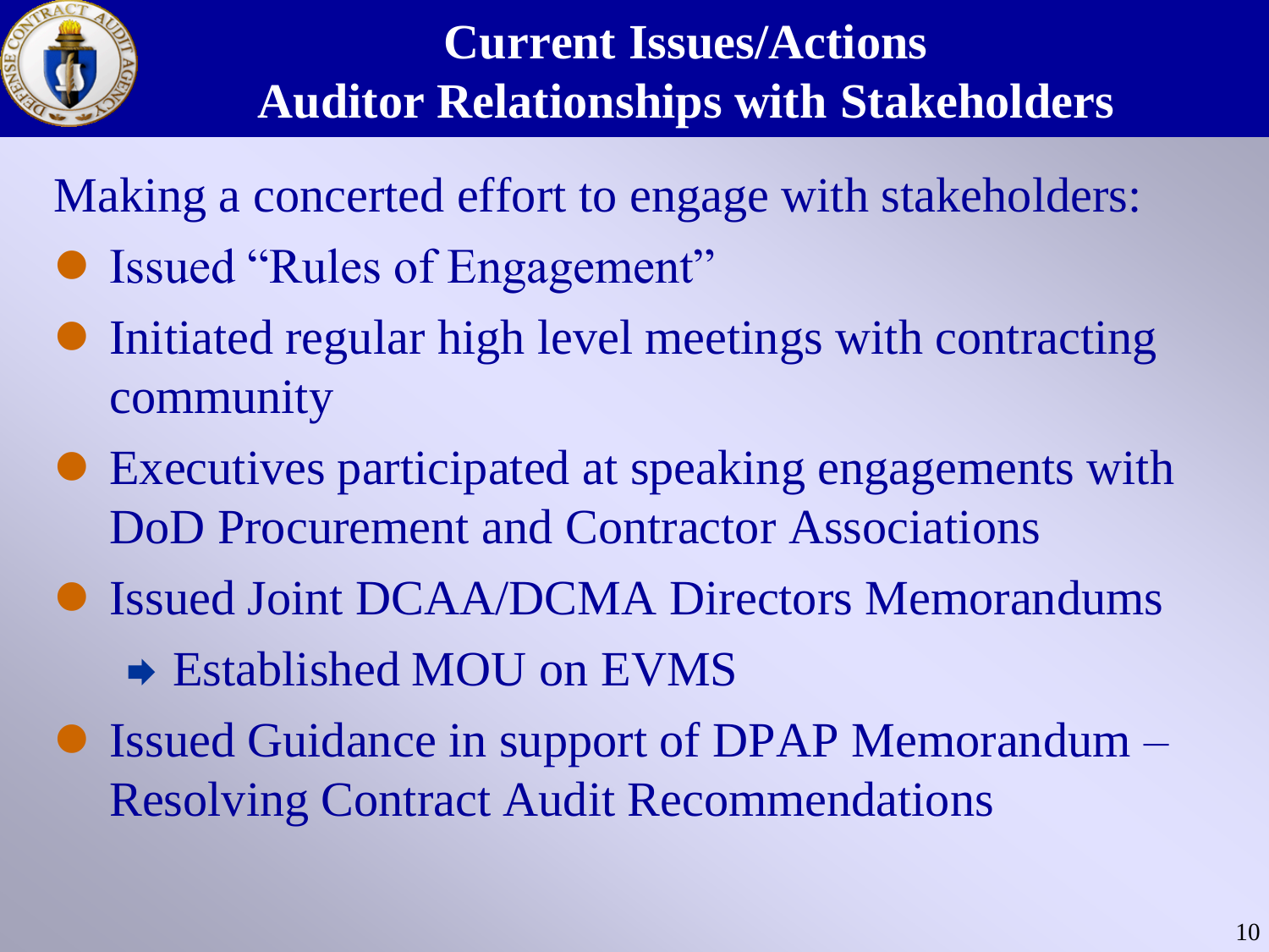# Current Issues/Actions
# Auditor Relationships with Stakeholders

Making a concerted effort to engage with stakeholders:

- Issued "Rules of Engagement"
- Initiated regular high level meetings with contracting community
- Executives participated at speaking engagements with DoD Procurement and Contractor Associations
- Issued Joint DCAA/DCMA Directors Memorandums
  - Established MOU on EVMS
- Issued Guidance in support of DPAP Memorandum – Resolving Contract Audit Recommendations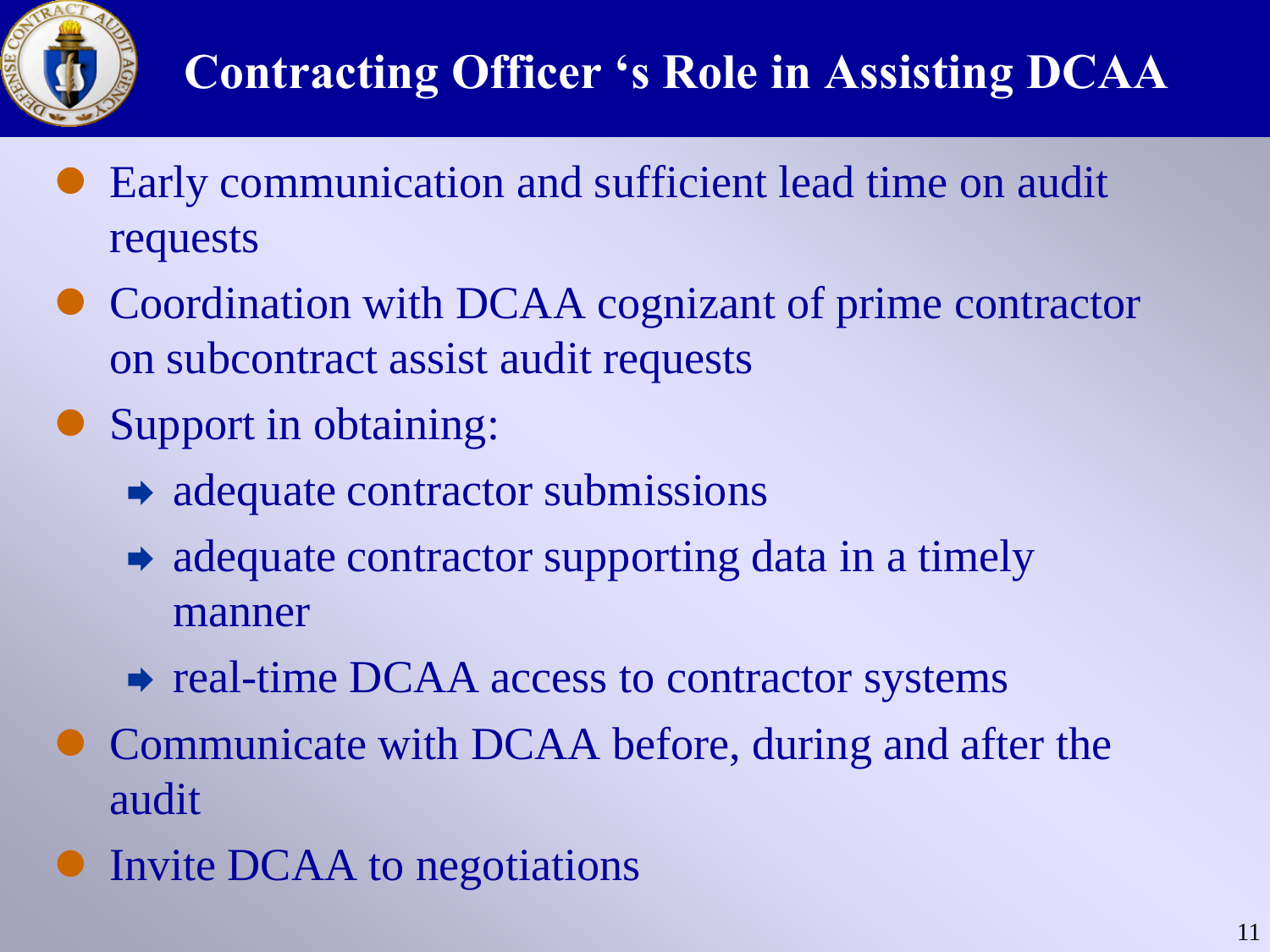# Contracting Officer ‘s Role in Assisting DCAA

- Early communication and sufficient lead time on audit requests
- Coordination with DCAA cognizant of prime contractor on subcontract assist audit requests
- Support in obtaining:
  - adequate contractor submissions
  - adequate contractor supporting data in a timely manner
  - real-time DCAA access to contractor systems
- Communicate with DCAA before, during and after the audit
- Invite DCAA to negotiations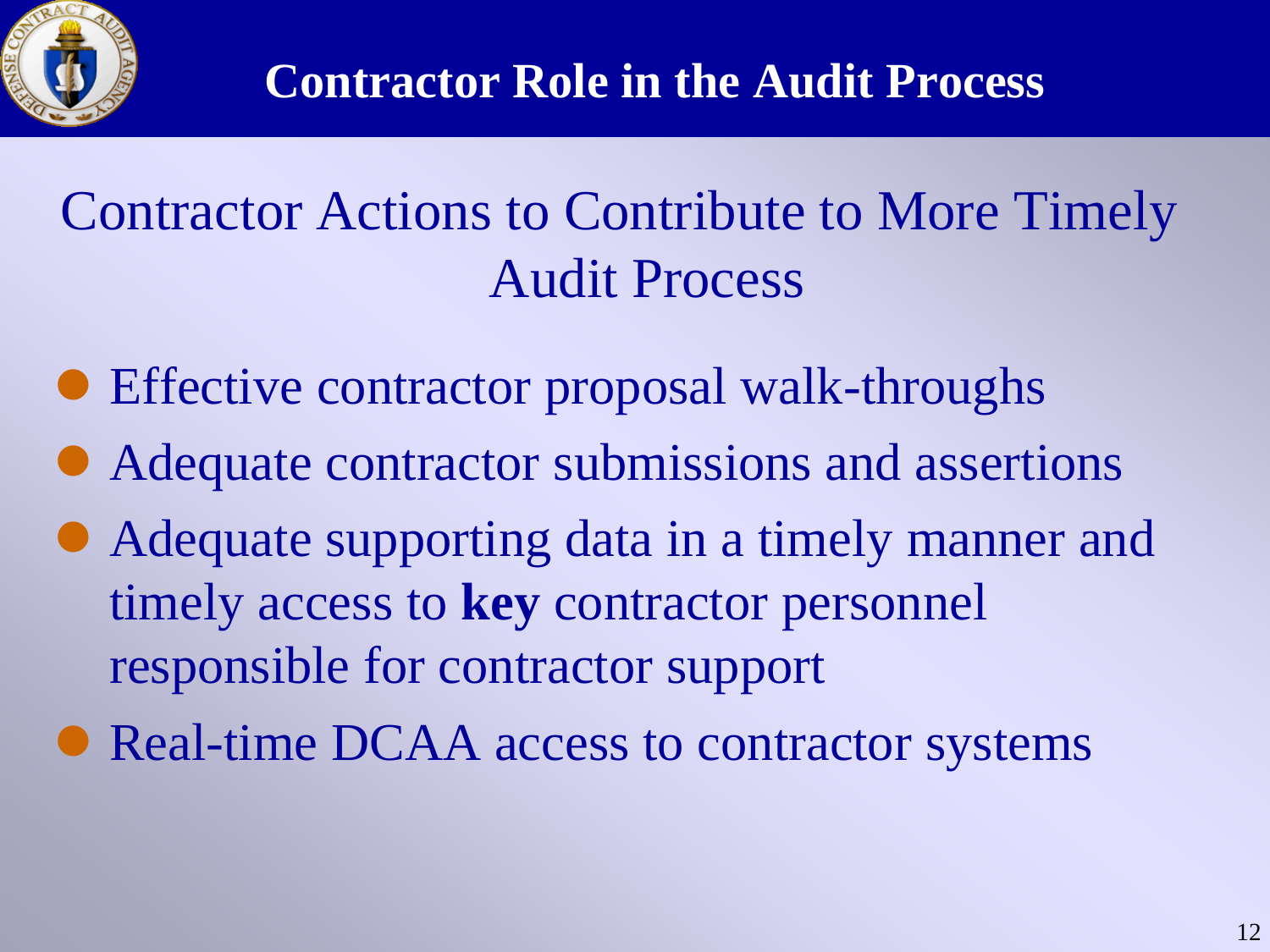# Contractor Role in the Audit Process

## Contractor Actions to Contribute to More Timely Audit Process

- Effective contractor proposal walk-throughs
- Adequate contractor submissions and assertions
- Adequate supporting data in a timely manner and timely access to **key** contractor personnel responsible for contractor support
- Real-time DCAA access to contractor systems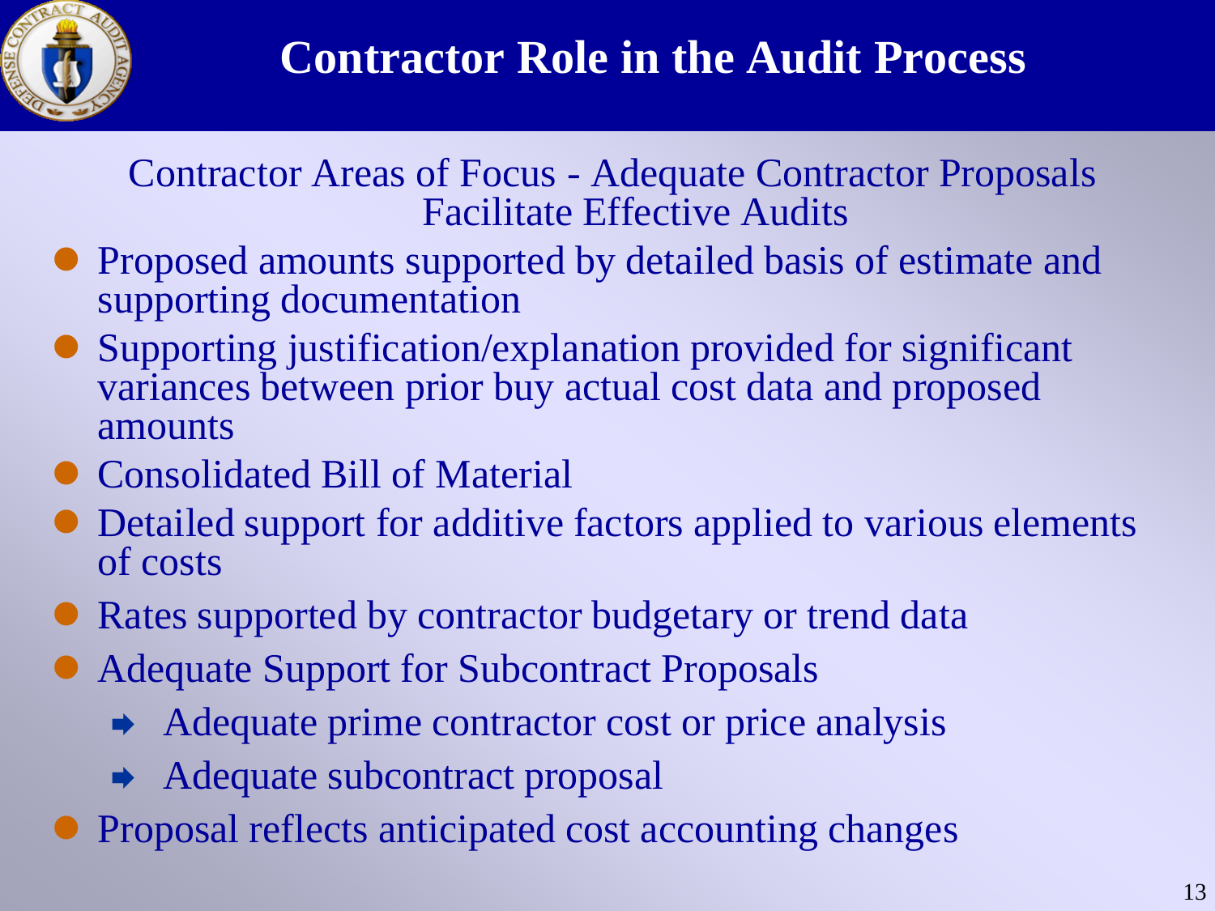# Contractor Role in the Audit Process

Contractor Areas of Focus - Adequate Contractor Proposals Facilitate Effective Audits

- Proposed amounts supported by detailed basis of estimate and supporting documentation
- Supporting justification/explanation provided for significant variances between prior buy actual cost data and proposed amounts
- Consolidated Bill of Material
- Detailed support for additive factors applied to various elements of costs
- Rates supported by contractor budgetary or trend data
- Adequate Support for Subcontract Proposals
  - Adequate prime contractor cost or price analysis
  - Adequate subcontract proposal
- Proposal reflects anticipated cost accounting changes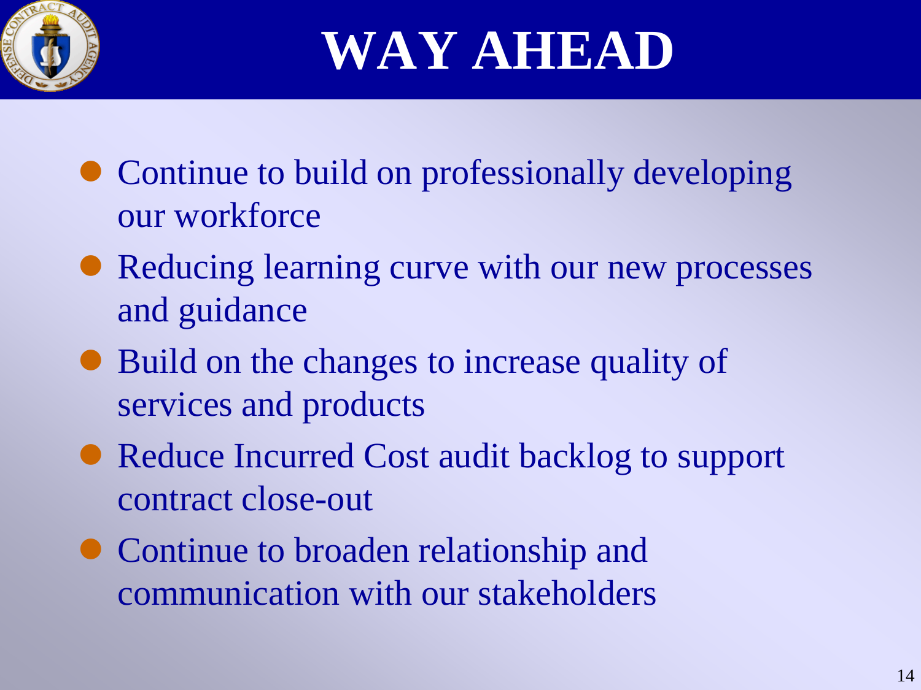# WAY AHEAD

- Continue to build on professionally developing our workforce
- Reducing learning curve with our new processes and guidance
- Build on the changes to increase quality of services and products
- Reduce Incurred Cost audit backlog to support contract close-out
- Continue to broaden relationship and communication with our stakeholders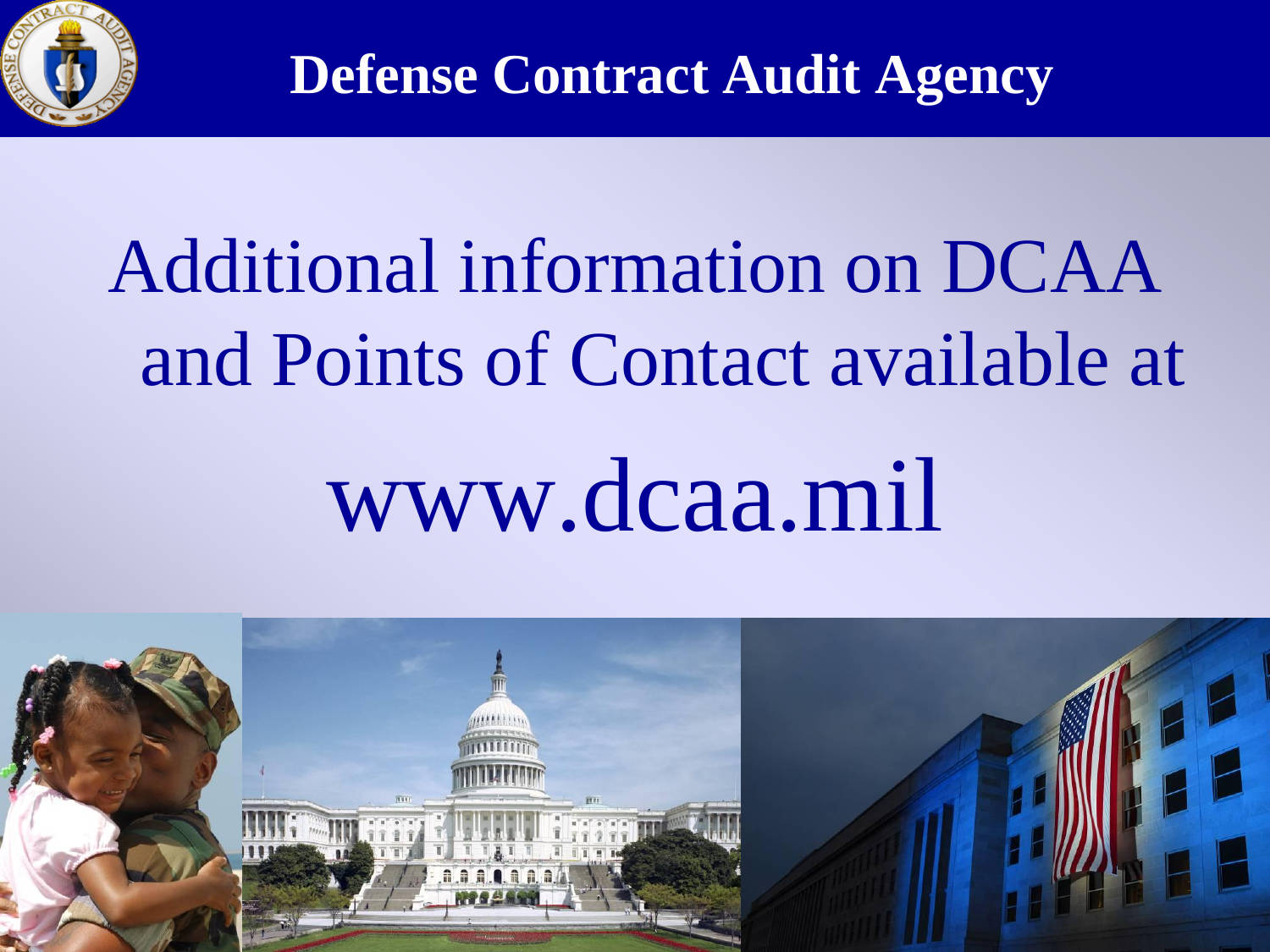# Defense Contract Audit Agency

Additional information on DCAA and Points of Contact available at

www.dcaa.mil